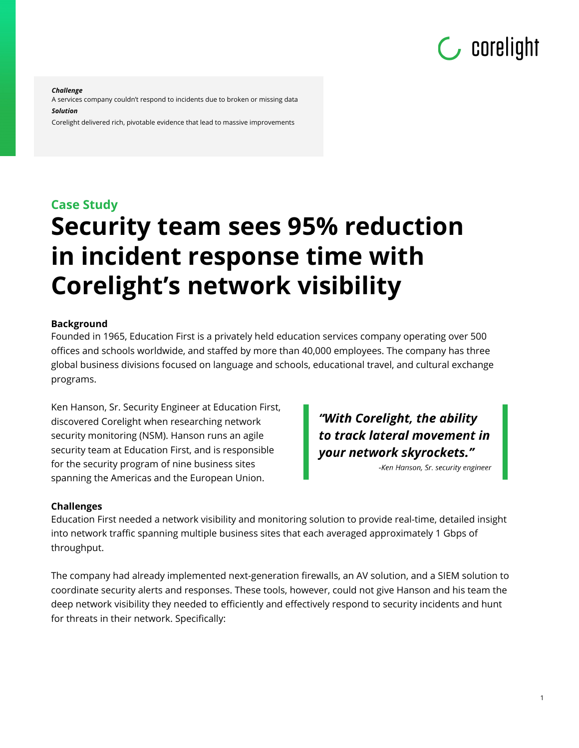***Challenge***
A services company couldn't respond to incidents due to broken or missing data
***Solution***
Corelight delivered rich, pivotable evidence that lead to massive improvements

## Case Study

# Security team sees 95% reduction in incident response time with Corelight's network visibility

**Background**

Founded in 1965, Education First is a privately held education services company operating over 500 offices and schools worldwide, and staffed by more than 40,000 employees. The company has three global business divisions focused on language and schools, educational travel, and cultural exchange programs.

Ken Hanson, Sr. Security Engineer at Education First, discovered Corelight when researching network security monitoring (NSM). Hanson runs an agile security team at Education First, and is responsible for the security program of nine business sites spanning the Americas and the European Union.

> ***"With Corelight, the ability to track lateral movement in your network skyrockets."***
>
> *-Ken Hanson, Sr. security engineer*

**Challenges**

Education First needed a network visibility and monitoring solution to provide real-time, detailed insight into network traffic spanning multiple business sites that each averaged approximately 1 Gbps of throughput.

The company had already implemented next-generation firewalls, an AV solution, and a SIEM solution to coordinate security alerts and responses. These tools, however, could not give Hanson and his team the deep network visibility they needed to efficiently and effectively respond to security incidents and hunt for threats in their network. Specifically: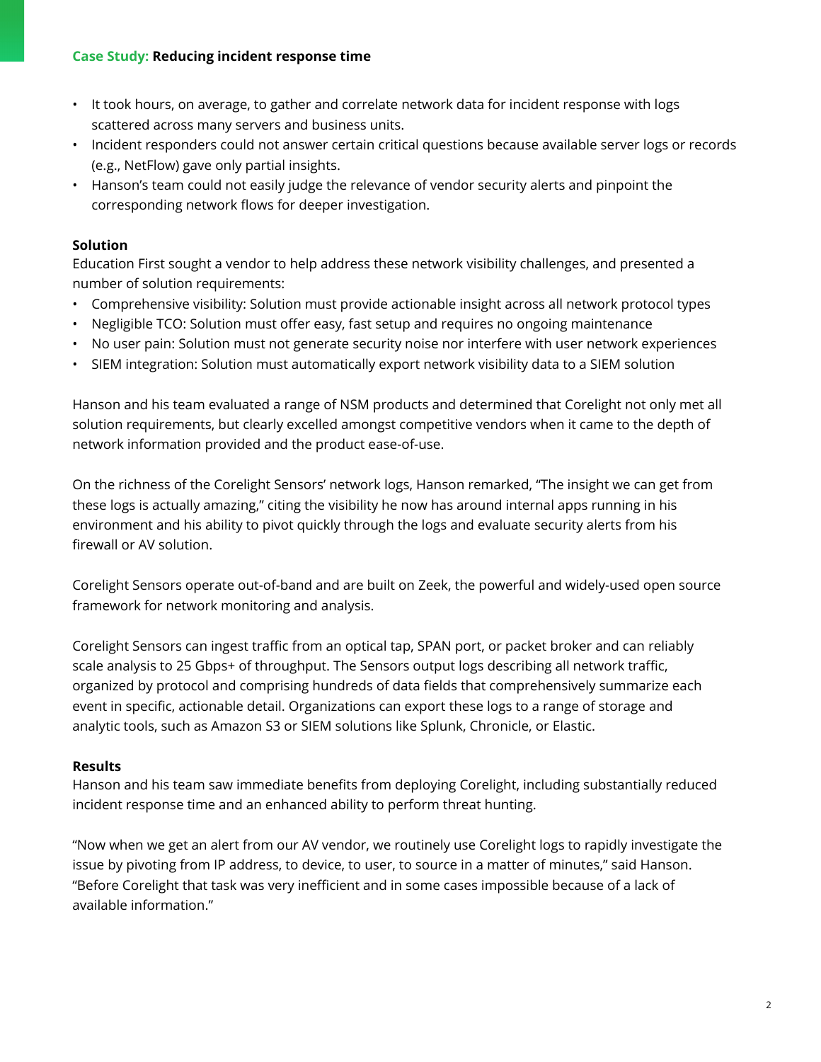- It took hours, on average, to gather and correlate network data for incident response with logs scattered across many servers and business units.
- Incident responders could not answer certain critical questions because available server logs or records (e.g., NetFlow) gave only partial insights.
- Hanson's team could not easily judge the relevance of vendor security alerts and pinpoint the corresponding network flows for deeper investigation.

**Solution**

Education First sought a vendor to help address these network visibility challenges, and presented a number of solution requirements:

- Comprehensive visibility: Solution must provide actionable insight across all network protocol types
- Negligible TCO: Solution must offer easy, fast setup and requires no ongoing maintenance
- No user pain: Solution must not generate security noise nor interfere with user network experiences
- SIEM integration: Solution must automatically export network visibility data to a SIEM solution

Hanson and his team evaluated a range of NSM products and determined that Corelight not only met all solution requirements, but clearly excelled amongst competitive vendors when it came to the depth of network information provided and the product ease-of-use.

On the richness of the Corelight Sensors' network logs, Hanson remarked, "The insight we can get from these logs is actually amazing," citing the visibility he now has around internal apps running in his environment and his ability to pivot quickly through the logs and evaluate security alerts from his firewall or AV solution.

Corelight Sensors operate out-of-band and are built on Zeek, the powerful and widely-used open source framework for network monitoring and analysis.

Corelight Sensors can ingest traffic from an optical tap, SPAN port, or packet broker and can reliably scale analysis to 25 Gbps+ of throughput. The Sensors output logs describing all network traffic, organized by protocol and comprising hundreds of data fields that comprehensively summarize each event in specific, actionable detail. Organizations can export these logs to a range of storage and analytic tools, such as Amazon S3 or SIEM solutions like Splunk, Chronicle, or Elastic.

**Results**

Hanson and his team saw immediate benefits from deploying Corelight, including substantially reduced incident response time and an enhanced ability to perform threat hunting.

"Now when we get an alert from our AV vendor, we routinely use Corelight logs to rapidly investigate the issue by pivoting from IP address, to device, to user, to source in a matter of minutes," said Hanson. "Before Corelight that task was very inefficient and in some cases impossible because of a lack of available information."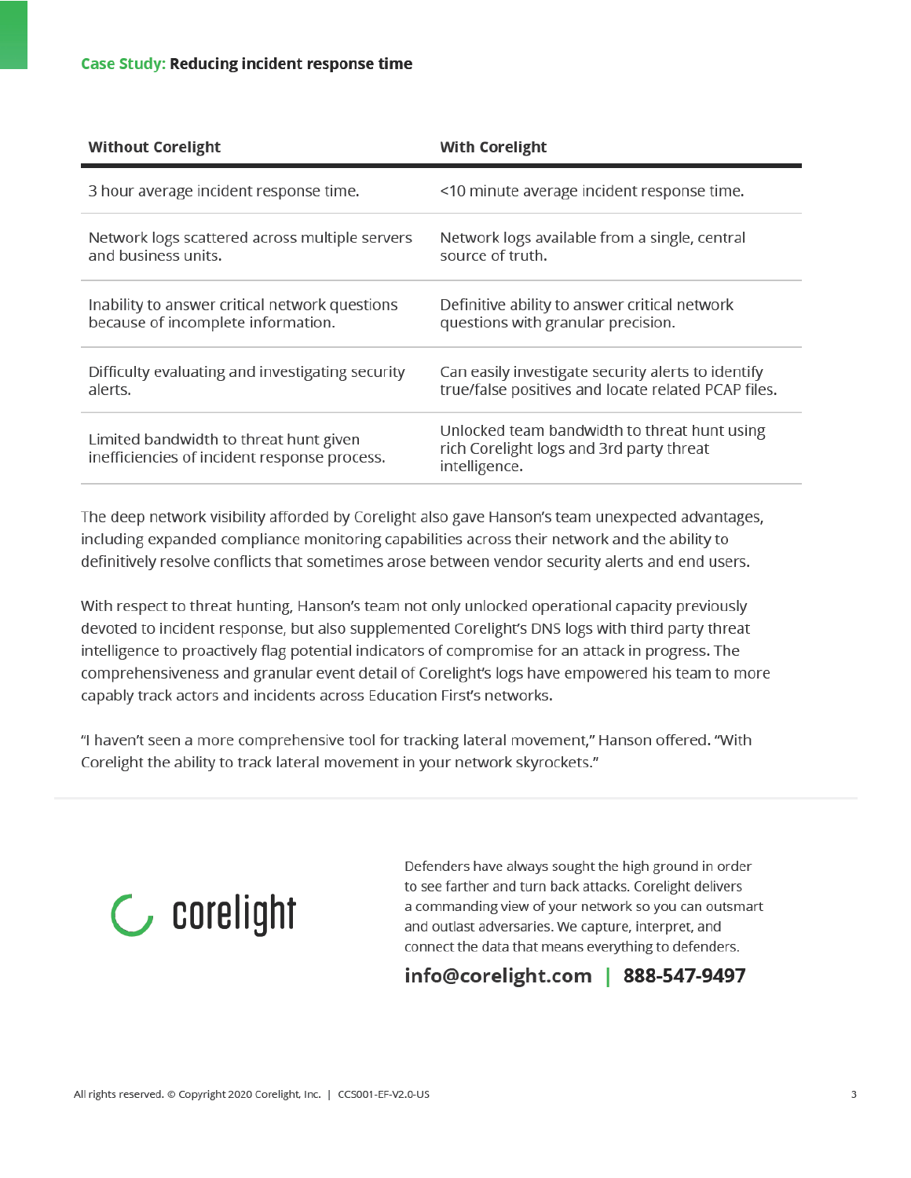**Case Study:** **Reducing incident response time**

| Without Corelight | With Corelight |
| --- | --- |
| 3 hour average incident response time. | <10 minute average incident response time. |
| Network logs scattered across multiple servers and business units. | Network logs available from a single, central source of truth. |
| Inability to answer critical network questions because of incomplete information. | Definitive ability to answer critical network questions with granular precision. |
| Difficulty evaluating and investigating security alerts. | Can easily investigate security alerts to identify true/false positives and locate related PCAP files. |
| Limited bandwidth to threat hunt given inefficiencies of incident response process. | Unlocked team bandwidth to threat hunt using rich Corelight logs and 3rd party threat intelligence. |

The deep network visibility afforded by Corelight also gave Hanson's team unexpected advantages, including expanded compliance monitoring capabilities across their network and the ability to definitively resolve conflicts that sometimes arose between vendor security alerts and end users.

With respect to threat hunting, Hanson's team not only unlocked operational capacity previously devoted to incident response, but also supplemented Corelight's DNS logs with third party threat intelligence to proactively flag potential indicators of compromise for an attack in progress. The comprehensiveness and granular event detail of Corelight's logs have empowered his team to more capably track actors and incidents across Education First's networks.

"I haven't seen a more comprehensive tool for tracking lateral movement," Hanson offered. "With Corelight the ability to track lateral movement in your network skyrockets."

corelight

Defenders have always sought the high ground in order to see farther and turn back attacks. Corelight delivers a commanding view of your network so you can outsmart and outlast adversaries. We capture, interpret, and connect the data that means everything to defenders.

**info@corelight.com | 888-547-9497**

All rights reserved. © Copyright 2020 Corelight, Inc. | CCS001-EF-V2.0-US